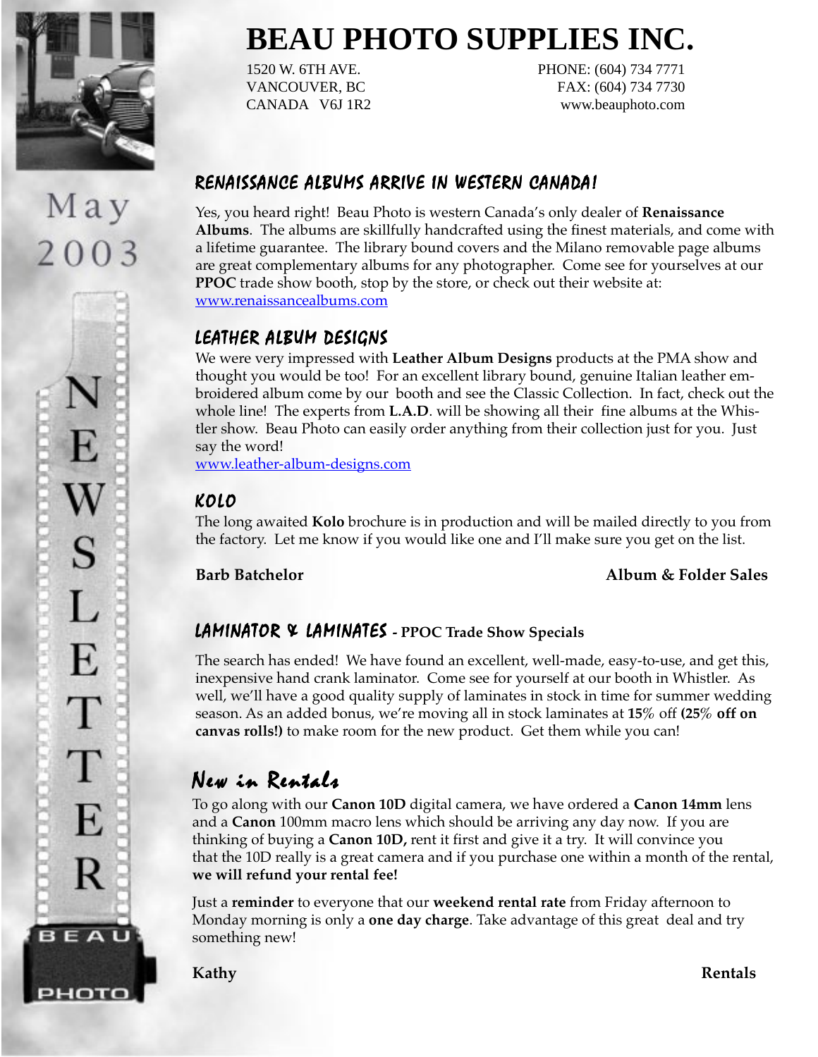# BEAU PHOTO SUPPLIES INC.

1520 W. 6TH AVE.
VANCOUVER, BC
CANADA V6J 1R2

PHONE: (604) 734 7771
FAX: (604) 734 7730
www.beauphoto.com

May 2003

NEWSLETTER

## RENAISSANCE ALBUMS ARRIVE IN WESTERN CANADA!

Yes, you heard right! Beau Photo is western Canada's only dealer of **Renaissance Albums**. The albums are skillfully handcrafted using the finest materials, and come with a lifetime guarantee. The library bound covers and the Milano removable page albums are great complementary albums for any photographer. Come see for yourselves at our **PPOC** trade show booth, stop by the store, or check out their website at: www.renaissancealbums.com

## LEATHER ALBUM DESIGNS

We were very impressed with **Leather Album Designs** products at the PMA show and thought you would be too! For an excellent library bound, genuine Italian leather embroidered album come by our booth and see the Classic Collection. In fact, check out the whole line! The experts from **L.A.D**. will be showing all their fine albums at the Whistler show. Beau Photo can easily order anything from their collection just for you. Just say the word!
www.leather-album-designs.com

## KOLO

The long awaited **Kolo** brochure is in production and will be mailed directly to you from the factory. Let me know if you would like one and I'll make sure you get on the list.

**Barb Batchelor** — **Album & Folder Sales**

## LAMINATOR & LAMINATES - PPOC Trade Show Specials

The search has ended! We have found an excellent, well-made, easy-to-use, and get this, inexpensive hand crank laminator. Come see for yourself at our booth in Whistler. As well, we'll have a good quality supply of laminates in stock in time for summer wedding season. As an added bonus, we're moving all in stock laminates at **15**% off **(25**% **off on canvas rolls!)** to make room for the new product. Get them while you can!

## New in Rentals

To go along with our **Canon 10D** digital camera, we have ordered a **Canon 14mm** lens and a **Canon** 100mm macro lens which should be arriving any day now. If you are thinking of buying a **Canon 10D,** rent it first and give it a try. It will convince you that the 10D really is a great camera and if you purchase one within a month of the rental, **we will refund your rental fee!**

Just a **reminder** to everyone that our **weekend rental rate** from Friday afternoon to Monday morning is only a **one day charge**. Take advantage of this great deal and try something new!

**Kathy** — **Rentals**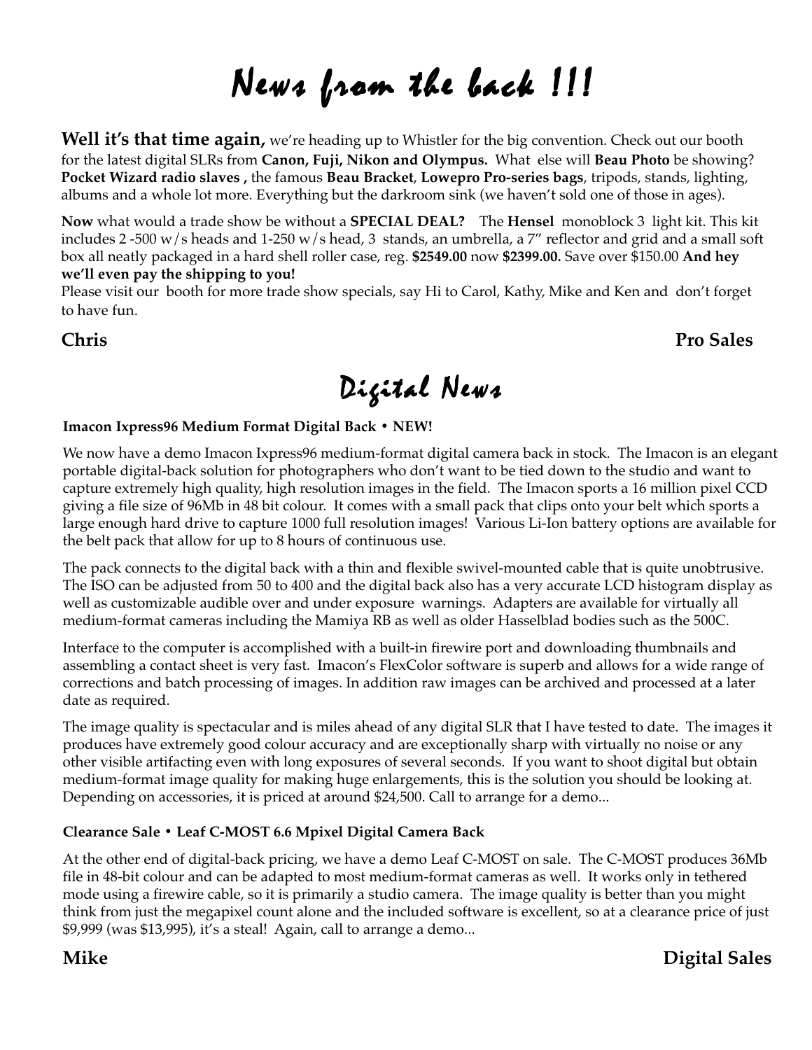# News from the back !!!

**Well it's that time again,** we're heading up to Whistler for the big convention. Check out our booth for the latest digital SLRs from **Canon, Fuji, Nikon and Olympus.** What else will **Beau Photo** be showing? **Pocket Wizard radio slaves ,** the famous **Beau Bracket**, **Lowepro Pro-series bags**, tripods, stands, lighting, albums and a whole lot more. Everything but the darkroom sink (we haven't sold one of those in ages).

**Now** what would a trade show be without a **SPECIAL DEAL?** The **Hensel** monoblock 3 light kit. This kit includes 2 -500 w/s heads and 1-250 w/s head, 3 stands, an umbrella, a 7" reflector and grid and a small soft box all neatly packaged in a hard shell roller case, reg. **$2549.00** now **$2399.00.** Save over $150.00 **And hey we'll even pay the shipping to you!**
Please visit our booth for more trade show specials, say Hi to Carol, Kathy, Mike and Ken and don't forget to have fun.

**Chris** **Pro Sales**

# Digital News

**Imacon Ixpress96 Medium Format Digital Back • NEW!**

We now have a demo Imacon Ixpress96 medium-format digital camera back in stock. The Imacon is an elegant portable digital-back solution for photographers who don't want to be tied down to the studio and want to capture extremely high quality, high resolution images in the field. The Imacon sports a 16 million pixel CCD giving a file size of 96Mb in 48 bit colour. It comes with a small pack that clips onto your belt which sports a large enough hard drive to capture 1000 full resolution images! Various Li-Ion battery options are available for the belt pack that allow for up to 8 hours of continuous use.

The pack connects to the digital back with a thin and flexible swivel-mounted cable that is quite unobtrusive. The ISO can be adjusted from 50 to 400 and the digital back also has a very accurate LCD histogram display as well as customizable audible over and under exposure warnings. Adapters are available for virtually all medium-format cameras including the Mamiya RB as well as older Hasselblad bodies such as the 500C.

Interface to the computer is accomplished with a built-in firewire port and downloading thumbnails and assembling a contact sheet is very fast. Imacon's FlexColor software is superb and allows for a wide range of corrections and batch processing of images. In addition raw images can be archived and processed at a later date as required.

The image quality is spectacular and is miles ahead of any digital SLR that I have tested to date. The images it produces have extremely good colour accuracy and are exceptionally sharp with virtually no noise or any other visible artifacting even with long exposures of several seconds. If you want to shoot digital but obtain medium-format image quality for making huge enlargements, this is the solution you should be looking at. Depending on accessories, it is priced at around $24,500. Call to arrange for a demo...

**Clearance Sale • Leaf C-MOST 6.6 Mpixel Digital Camera Back**

At the other end of digital-back pricing, we have a demo Leaf C-MOST on sale. The C-MOST produces 36Mb file in 48-bit colour and can be adapted to most medium-format cameras as well. It works only in tethered mode using a firewire cable, so it is primarily a studio camera. The image quality is better than you might think from just the megapixel count alone and the included software is excellent, so at a clearance price of just $9,999 (was $13,995), it's a steal! Again, call to arrange a demo...

**Mike** **Digital Sales**